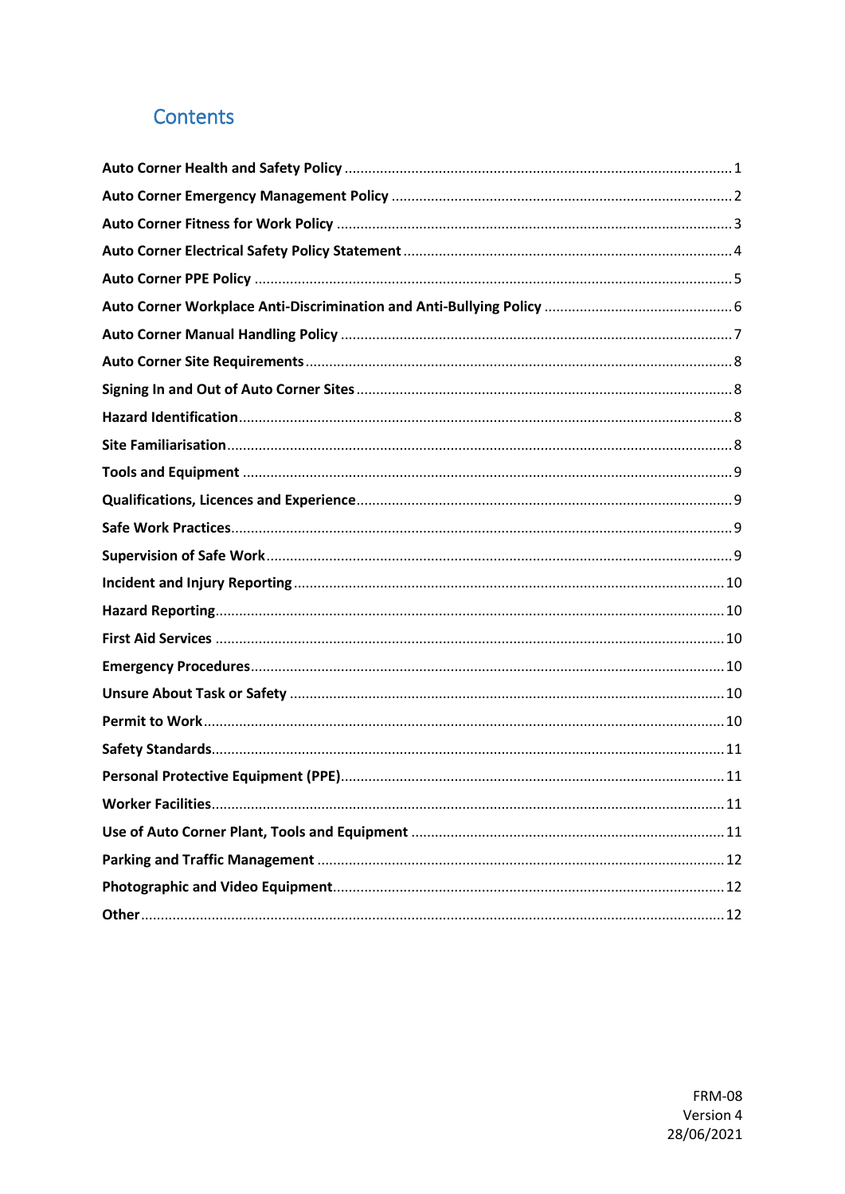# Contents

**Auto Corner Health and Safety Policy** ........................................ 1

**Auto Corner Emergency Management Policy** ........................................ 2

**Auto Corner Fitness for Work Policy** ........................................ 3

**Auto Corner Electrical Safety Policy Statement** ........................................ 4

**Auto Corner PPE Policy** ........................................ 5

**Auto Corner Workplace Anti-Discrimination and Anti-Bullying Policy** ........................................ 6

**Auto Corner Manual Handling Policy** ........................................ 7

**Auto Corner Site Requirements** ........................................ 8

**Signing In and Out of Auto Corner Sites** ........................................ 8

**Hazard Identification** ........................................ 8

**Site Familiarisation** ........................................ 8

**Tools and Equipment** ........................................ 9

**Qualifications, Licences and Experience** ........................................ 9

**Safe Work Practices** ........................................ 9

**Supervision of Safe Work** ........................................ 9

**Incident and Injury Reporting** ........................................ 10

**Hazard Reporting** ........................................ 10

**First Aid Services** ........................................ 10

**Emergency Procedures** ........................................ 10

**Unsure About Task or Safety** ........................................ 10

**Permit to Work** ........................................ 10

**Safety Standards** ........................................ 11

**Personal Protective Equipment (PPE)** ........................................ 11

**Worker Facilities** ........................................ 11

**Use of Auto Corner Plant, Tools and Equipment** ........................................ 11

**Parking and Traffic Management** ........................................ 12

**Photographic and Video Equipment** ........................................ 12

**Other** ........................................ 12

FRM-08
Version 4
28/06/2021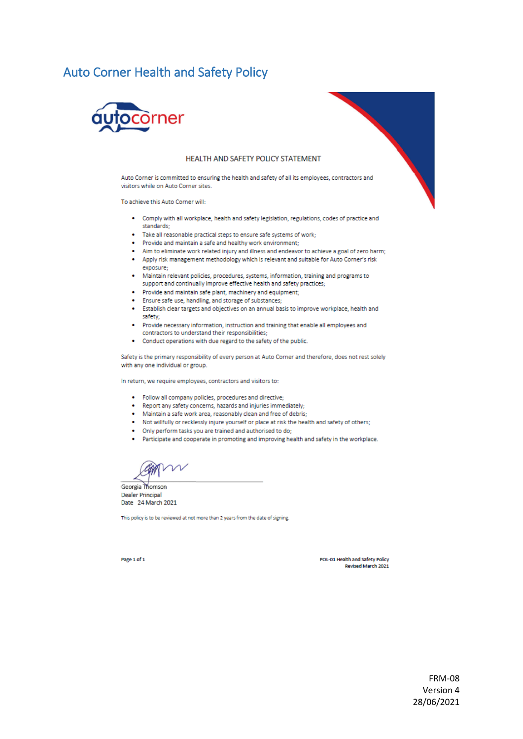# Auto Corner Health and Safety Policy

autocorner

## HEALTH AND SAFETY POLICY STATEMENT

Auto Corner is committed to ensuring the health and safety of all its employees, contractors and visitors while on Auto Corner sites.

To achieve this Auto Corner will:

- Comply with all workplace, health and safety legislation, regulations, codes of practice and standards;
- Take all reasonable practical steps to ensure safe systems of work;
- Provide and maintain a safe and healthy work environment;
- Aim to eliminate work related injury and illness and endeavor to achieve a goal of zero harm;
- Apply risk management methodology which is relevant and suitable for Auto Corner's risk exposure;
- Maintain relevant policies, procedures, systems, information, training and programs to support and continually improve effective health and safety practices;
- Provide and maintain safe plant, machinery and equipment;
- Ensure safe use, handling, and storage of substances;
- Establish clear targets and objectives on an annual basis to improve workplace, health and safety;
- Provide necessary information, instruction and training that enable all employees and contractors to understand their responsibilities;
- Conduct operations with due regard to the safety of the public.

Safety is the primary responsibility of every person at Auto Corner and therefore, does not rest solely with any one individual or group.

In return, we require employees, contractors and visitors to:

- Follow all company policies, procedures and directive;
- Report any safety concerns, hazards and injuries immediately;
- Maintain a safe work area, reasonably clean and free of debris;
- Not willfully or recklessly injure yourself or place at risk the health and safety of others;
- Only perform tasks you are trained and authorised to do;
- Participate and cooperate in promoting and improving health and safety in the workplace.

Georgia Thomson
Dealer Principal
Date 24 March 2021

This policy is to be reviewed at not more than 2 years from the date of signing.

POL-01 Health and Safety Policy
Revised March 2021

FRM-08
Version 4
28/06/2021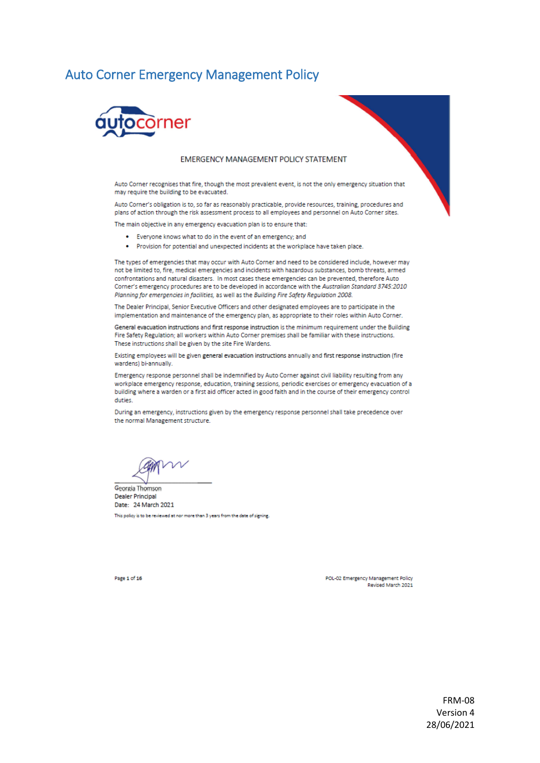# Auto Corner Emergency Management Policy

EMERGENCY MANAGEMENT POLICY STATEMENT

Auto Corner recognises that fire, though the most prevalent event, is not the only emergency situation that may require the building to be evacuated.

Auto Corner's obligation is to, so far as reasonably practicable, provide resources, training, procedures and plans of action through the risk assessment process to all employees and personnel on Auto Corner sites.

The main objective in any emergency evacuation plan is to ensure that:

- Everyone knows what to do in the event of an emergency; and
- Provision for potential and unexpected incidents at the workplace have taken place.

The types of emergencies that may occur with Auto Corner and need to be considered include, however may not be limited to, fire, medical emergencies and incidents with hazardous substances, bomb threats, armed confrontations and natural disasters. In most cases these emergencies can be prevented, therefore Auto Corner's emergency procedures are to be developed in accordance with the *Australian Standard 3745:2010 Planning for emergencies in facilities*, as well as the *Building Fire Safety Regulation 2008*.

The Dealer Principal, Senior Executive Officers and other designated employees are to participate in the implementation and maintenance of the emergency plan, as appropriate to their roles within Auto Corner.

**General evacuation instructions** and **first response instruction** is the minimum requirement under the Building Fire Safety Regulation; all workers within Auto Corner premises shall be familiar with these instructions. These instructions shall be given by the site Fire Wardens.

Existing employees will be given **general evacuation instructions** annually and **first response instruction** (fire wardens) bi-annually.

Emergency response personnel shall be indemnified by Auto Corner against civil liability resulting from any workplace emergency response, education, training sessions, periodic exercises or emergency evacuation of a building where a warden or a first aid officer acted in good faith and in the course of their emergency control duties.

During an emergency, instructions given by the emergency response personnel shall take precedence over the normal Management structure.

Georgia Thomson
**Dealer Principal**
**Date:** 24 March 2021

This policy is to be reviewed at nor more than 3 years from the date of signing.

POL-02 Emergency Management Policy
Revised March 2021

FRM-08
Version 4
28/06/2021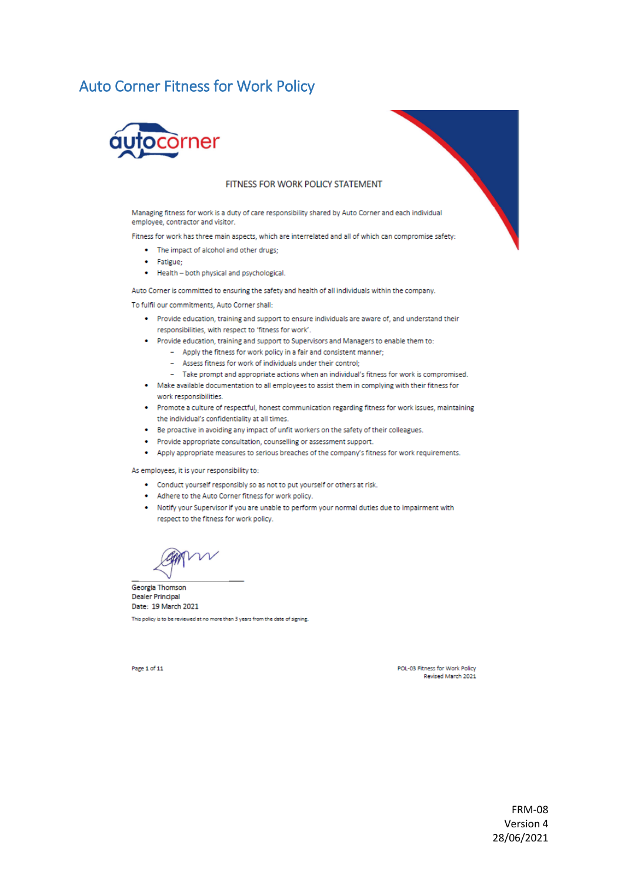# Auto Corner Fitness for Work Policy

autocorner

## FITNESS FOR WORK POLICY STATEMENT

Managing fitness for work is a duty of care responsibility shared by Auto Corner and each individual employee, contractor and visitor.

Fitness for work has three main aspects, which are interrelated and all of which can compromise safety:

- The impact of alcohol and other drugs;
- Fatigue;
- Health – both physical and psychological.

Auto Corner is committed to ensuring the safety and health of all individuals within the company.

To fulfil our commitments, Auto Corner shall:

- Provide education, training and support to ensure individuals are aware of, and understand their responsibilities, with respect to 'fitness for work'.
- Provide education, training and support to Supervisors and Managers to enable them to:
  - Apply the fitness for work policy in a fair and consistent manner;
  - Assess fitness for work of individuals under their control;
  - Take prompt and appropriate actions when an individual's fitness for work is compromised.
- Make available documentation to all employees to assist them in complying with their fitness for work responsibilities.
- Promote a culture of respectful, honest communication regarding fitness for work issues, maintaining the individual's confidentiality at all times.
- Be proactive in avoiding any impact of unfit workers on the safety of their colleagues.
- Provide appropriate consultation, counselling or assessment support.
- Apply appropriate measures to serious breaches of the company's fitness for work requirements.

As employees, it is your responsibility to:

- Conduct yourself responsibly so as not to put yourself or others at risk.
- Adhere to the Auto Corner fitness for work policy.
- Notify your Supervisor if you are unable to perform your normal duties due to impairment with respect to the fitness for work policy.

Georgia Thomson
Dealer Principal
Date: 19 March 2021

This policy is to be reviewed at no more than 3 years from the date of signing.

Page 1 of 11 — POL-03 Fitness for Work Policy, Revised March 2021

FRM-08
Version 4
28/06/2021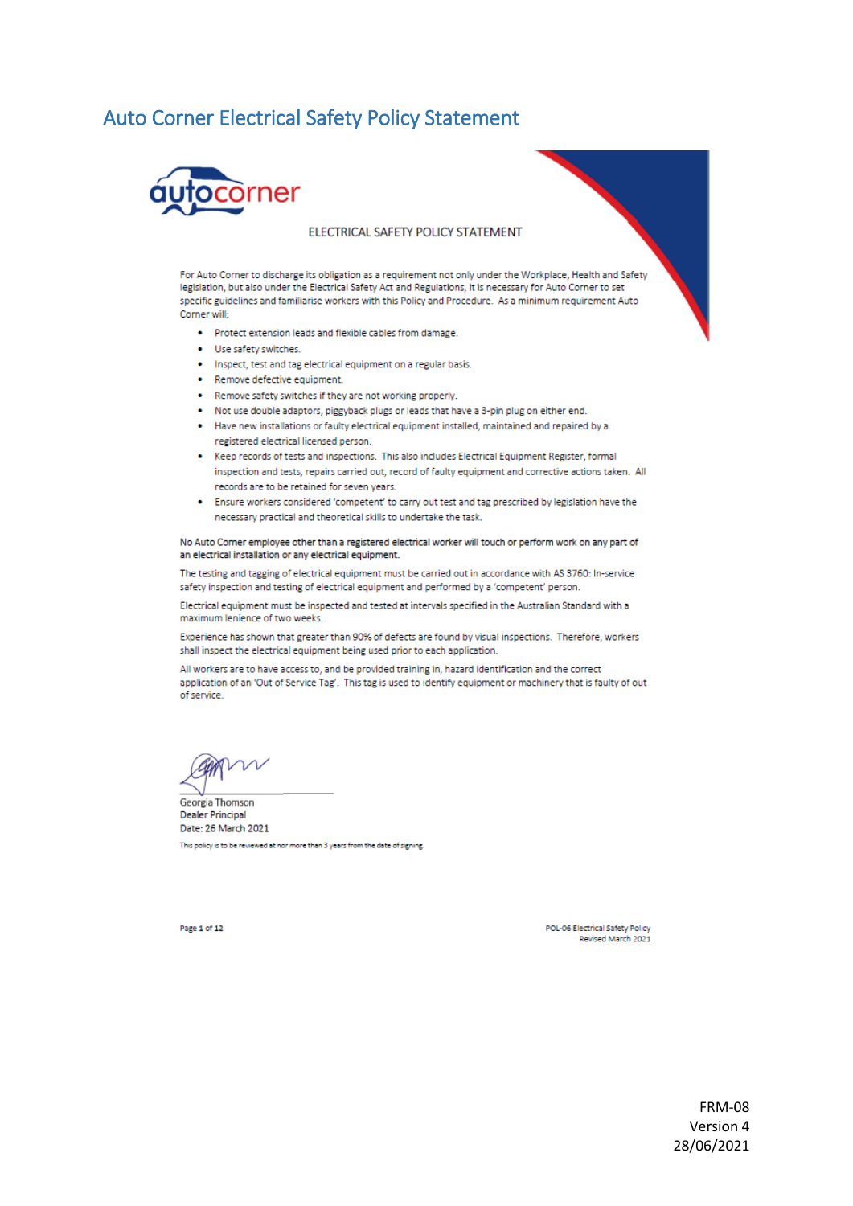# Auto Corner Electrical Safety Policy Statement

ELECTRICAL SAFETY POLICY STATEMENT

For Auto Corner to discharge its obligation as a requirement not only under the Workplace, Health and Safety legislation, but also under the Electrical Safety Act and Regulations, it is necessary for Auto Corner to set specific guidelines and familiarise workers with this Policy and Procedure. As a minimum requirement Auto Corner will:

- Protect extension leads and flexible cables from damage.
- Use safety switches.
- Inspect, test and tag electrical equipment on a regular basis.
- Remove defective equipment.
- Remove safety switches if they are not working properly.
- Not use double adaptors, piggyback plugs or leads that have a 3-pin plug on either end.
- Have new installations or faulty electrical equipment installed, maintained and repaired by a registered electrical licensed person.
- Keep records of tests and inspections. This also includes Electrical Equipment Register, formal inspection and tests, repairs carried out, record of faulty equipment and corrective actions taken. All records are to be retained for seven years.
- Ensure workers considered 'competent' to carry out test and tag prescribed by legislation have the necessary practical and theoretical skills to undertake the task.

**No Auto Corner employee other than a registered electrical worker will touch or perform work on any part of an electrical installation or any electrical equipment.**

The testing and tagging of electrical equipment must be carried out in accordance with AS 3760: In-service safety inspection and testing of electrical equipment and performed by a 'competent' person.

Electrical equipment must be inspected and tested at intervals specified in the Australian Standard with a maximum lenience of two weeks.

Experience has shown that greater than 90% of defects are found by visual inspections. Therefore, workers shall inspect the electrical equipment being used prior to each application.

All workers are to have access to, and be provided training in, hazard identification and the correct application of an 'Out of Service Tag'. This tag is used to identify equipment or machinery that is faulty of out of service.

Georgia Thomson
Dealer Principal
Date: 26 March 2021

This policy is to be reviewed at nor more than 3 years from the date of signing.

POL-06 Electrical Safety Policy
Revised March 2021

FRM-08
Version 4
28/06/2021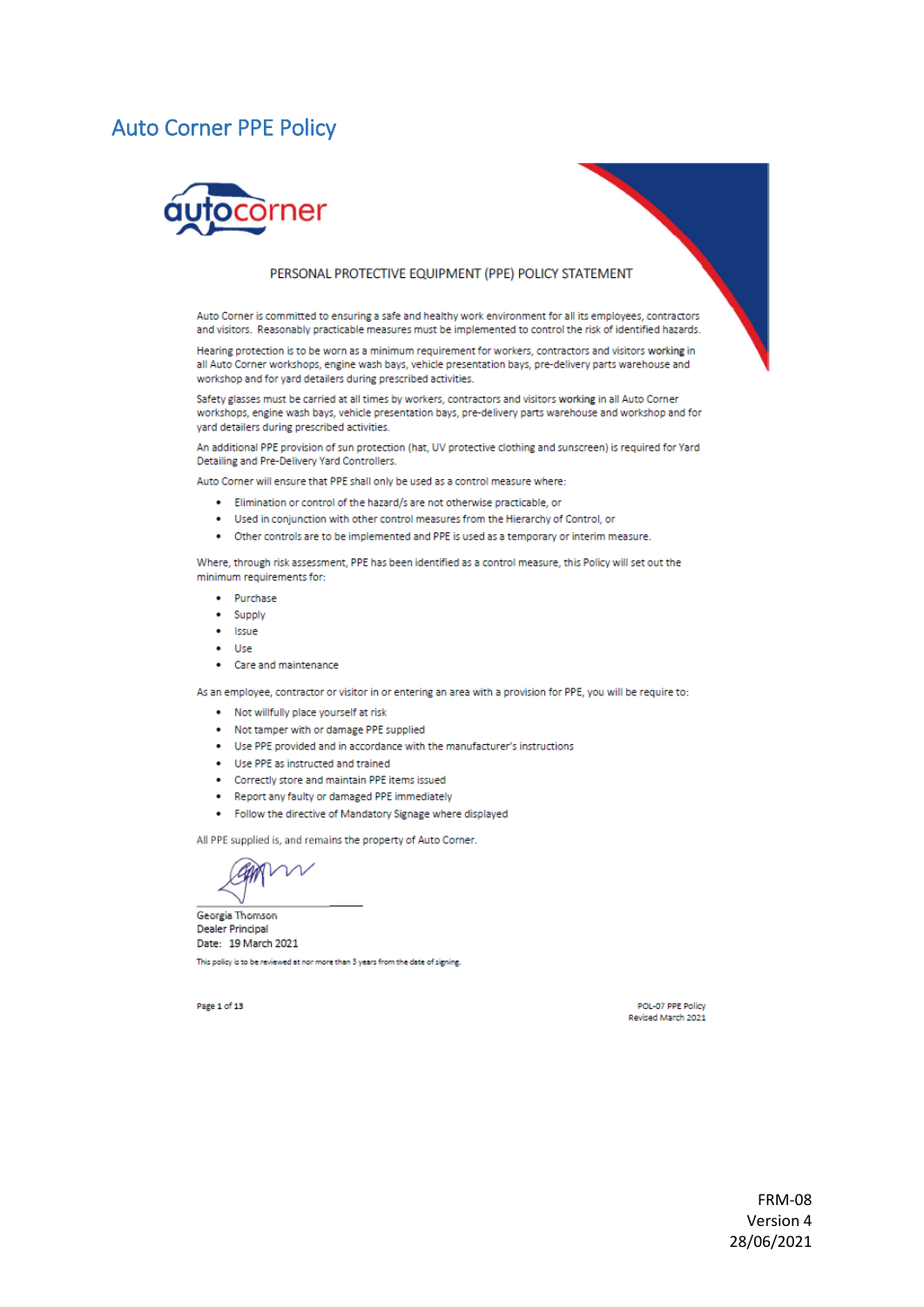# Auto Corner PPE Policy

autocorner

PERSONAL PROTECTIVE EQUIPMENT (PPE) POLICY STATEMENT

Auto Corner is committed to ensuring a safe and healthy work environment for all its employees, contractors and visitors. Reasonably practicable measures must be implemented to control the risk of identified hazards.

Hearing protection is to be worn as a minimum requirement for workers, contractors and visitors **working** in all Auto Corner workshops, engine wash bays, vehicle presentation bays, pre-delivery parts warehouse and workshop and for yard detailers during prescribed activities.

Safety glasses must be carried at all times by workers, contractors and visitors **working** in all Auto Corner workshops, engine wash bays, vehicle presentation bays, pre-delivery parts warehouse and workshop and for yard detailers during prescribed activities.

An additional PPE provision of sun protection (hat, UV protective clothing and sunscreen) is required for Yard Detailing and Pre-Delivery Yard Controllers.

Auto Corner will ensure that PPE shall only be used as a control measure where:

- Elimination or control of the hazard/s are not otherwise practicable, or
- Used in conjunction with other control measures from the Hierarchy of Control, or
- Other controls are to be implemented and PPE is used as a temporary or interim measure.

Where, through risk assessment, PPE has been identified as a control measure, this Policy will set out the minimum requirements for:

- Purchase
- Supply
- Issue
- Use
- Care and maintenance

As an employee, contractor or visitor in or entering an area with a provision for PPE, you will be require to:

- Not willfully place yourself at risk
- Not tamper with or damage PPE supplied
- Use PPE provided and in accordance with the manufacturer's instructions
- Use PPE as instructed and trained
- Correctly store and maintain PPE items issued
- Report any faulty or damaged PPE immediately
- Follow the directive of Mandatory Signage where displayed

All PPE supplied is, and remains the property of Auto Corner.

Georgia Thomson
Dealer Principal
Date: 19 March 2021

This policy is to be reviewed at nor more than 3 years from the date of signing.

POL-07 PPE Policy
Revised March 2021

FRM-08
Version 4
28/06/2021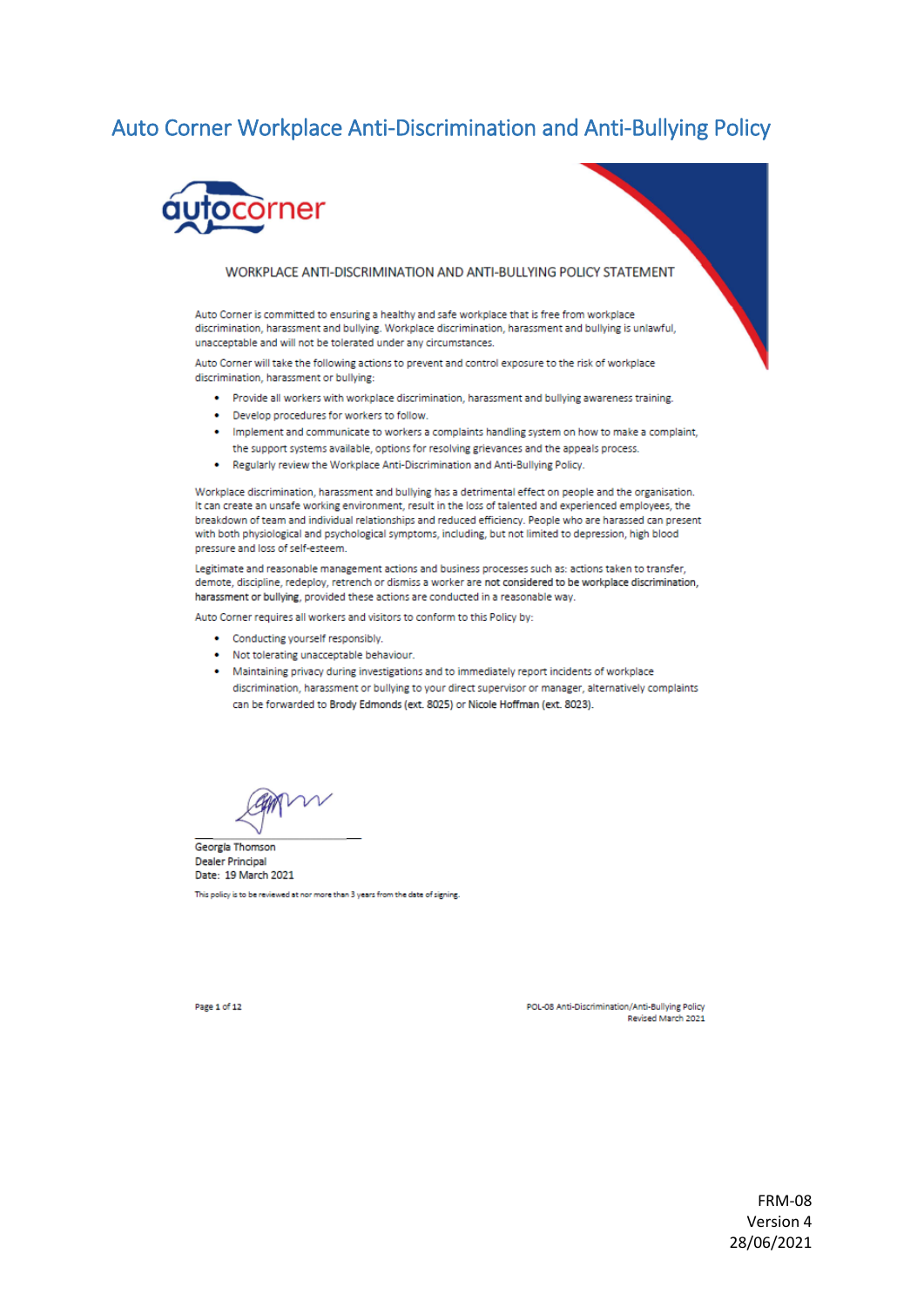# Auto Corner Workplace Anti-Discrimination and Anti-Bullying Policy

## WORKPLACE ANTI-DISCRIMINATION AND ANTI-BULLYING POLICY STATEMENT

Auto Corner is committed to ensuring a healthy and safe workplace that is free from workplace discrimination, harassment and bullying. Workplace discrimination, harassment and bullying is unlawful, unacceptable and will not be tolerated under any circumstances.

Auto Corner will take the following actions to prevent and control exposure to the risk of workplace discrimination, harassment or bullying:

- Provide all workers with workplace discrimination, harassment and bullying awareness training.
- Develop procedures for workers to follow.
- Implement and communicate to workers a complaints handling system on how to make a complaint, the support systems available, options for resolving grievances and the appeals process.
- Regularly review the Workplace Anti-Discrimination and Anti-Bullying Policy.

Workplace discrimination, harassment and bullying has a detrimental effect on people and the organisation. It can create an unsafe working environment, result in the loss of talented and experienced employees, the breakdown of team and individual relationships and reduced efficiency. People who are harassed can present with both physiological and psychological symptoms, including, but not limited to depression, high blood pressure and loss of self-esteem.

Legitimate and reasonable management actions and business processes such as: actions taken to transfer, demote, discipline, redeploy, retrench or dismiss a worker are **not considered to be workplace discrimination, harassment or bullying**, provided these actions are conducted in a reasonable way.

Auto Corner requires all workers and visitors to conform to this Policy by:

- Conducting yourself responsibly.
- Not tolerating unacceptable behaviour.
- Maintaining privacy during investigations and to immediately report incidents of workplace discrimination, harassment or bullying to your direct supervisor or manager, alternatively complaints can be forwarded to **Brody Edmonds (ext. 8025)** or **Nicole Hoffman (ext. 8023)**.

Georgia Thomson
Dealer Principal
Date: 19 March 2021

This policy is to be reviewed at nor more than 3 years from the date of signing.

POL-08 Anti-Discrimination/Anti-Bullying Policy
Revised March 2021

FRM-08
Version 4
28/06/2021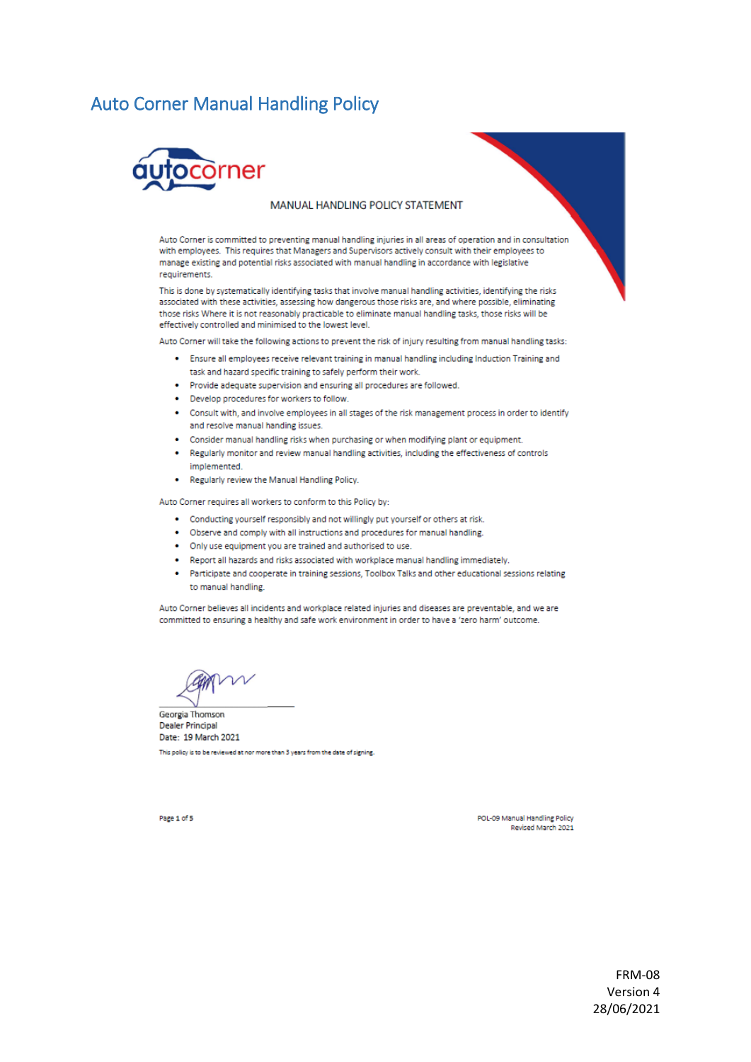# Auto Corner Manual Handling Policy

autocorner

MANUAL HANDLING POLICY STATEMENT

Auto Corner is committed to preventing manual handling injuries in all areas of operation and in consultation with employees. This requires that Managers and Supervisors actively consult with their employees to manage existing and potential risks associated with manual handling in accordance with legislative requirements.

This is done by systematically identifying tasks that involve manual handling activities, identifying the risks associated with these activities, assessing how dangerous those risks are, and where possible, eliminating those risks Where it is not reasonably practicable to eliminate manual handling tasks, those risks will be effectively controlled and minimised to the lowest level.

Auto Corner will take the following actions to prevent the risk of injury resulting from manual handling tasks:

- Ensure all employees receive relevant training in manual handling including Induction Training and task and hazard specific training to safely perform their work.
- Provide adequate supervision and ensuring all procedures are followed.
- Develop procedures for workers to follow.
- Consult with, and involve employees in all stages of the risk management process in order to identify and resolve manual handing issues.
- Consider manual handling risks when purchasing or when modifying plant or equipment.
- Regularly monitor and review manual handling activities, including the effectiveness of controls implemented.
- Regularly review the Manual Handling Policy.

Auto Corner requires all workers to conform to this Policy by:

- Conducting yourself responsibly and not willingly put yourself or others at risk.
- Observe and comply with all instructions and procedures for manual handling.
- Only use equipment you are trained and authorised to use.
- Report all hazards and risks associated with workplace manual handling immediately.
- Participate and cooperate in training sessions, Toolbox Talks and other educational sessions relating to manual handling.

Auto Corner believes all incidents and workplace related injuries and diseases are preventable, and we are committed to ensuring a healthy and safe work environment in order to have a 'zero harm' outcome.

Georgia Thomson
Dealer Principal
Date: 19 March 2021

This policy is to be reviewed at nor more than 3 years from the date of signing.

POL-09 Manual Handling Policy
Revised March 2021

FRM-08
Version 4
28/06/2021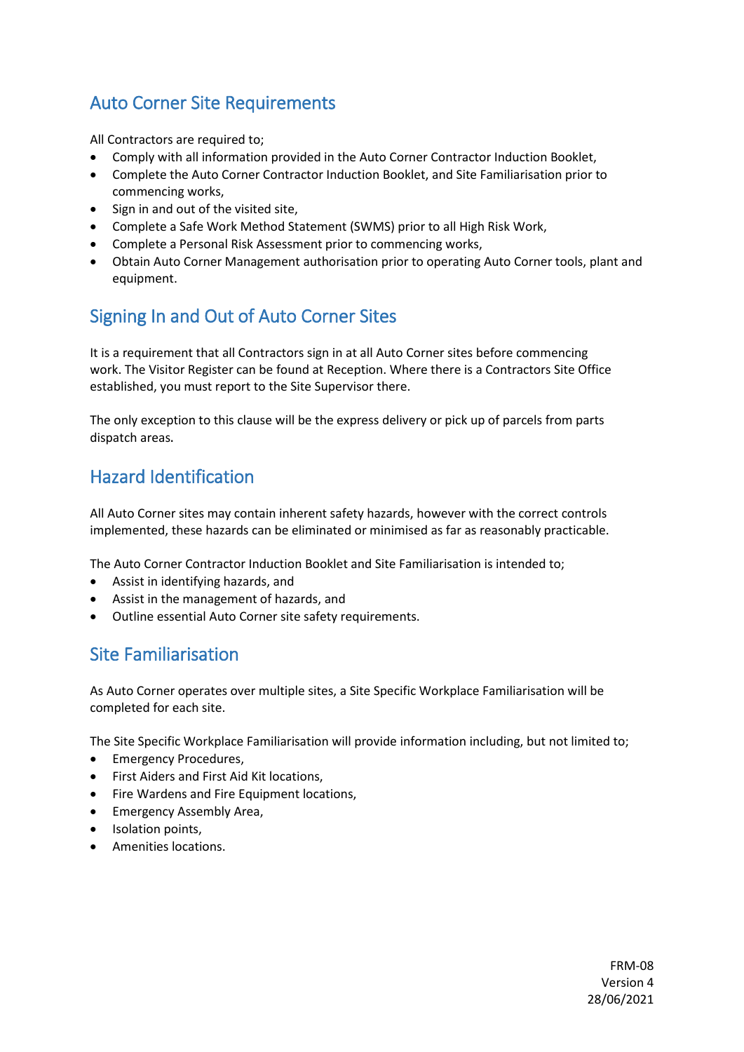## Auto Corner Site Requirements

All Contractors are required to;

- Comply with all information provided in the Auto Corner Contractor Induction Booklet,
- Complete the Auto Corner Contractor Induction Booklet, and Site Familiarisation prior to commencing works,
- Sign in and out of the visited site,
- Complete a Safe Work Method Statement (SWMS) prior to all High Risk Work,
- Complete a Personal Risk Assessment prior to commencing works,
- Obtain Auto Corner Management authorisation prior to operating Auto Corner tools, plant and equipment.

## Signing In and Out of Auto Corner Sites

It is a requirement that all Contractors sign in at all Auto Corner sites before commencing work. The Visitor Register can be found at Reception. Where there is a Contractors Site Office established, you must report to the Site Supervisor there.

The only exception to this clause will be the express delivery or pick up of parcels from parts dispatch areas.

## Hazard Identification

All Auto Corner sites may contain inherent safety hazards, however with the correct controls implemented, these hazards can be eliminated or minimised as far as reasonably practicable.

The Auto Corner Contractor Induction Booklet and Site Familiarisation is intended to;

- Assist in identifying hazards, and
- Assist in the management of hazards, and
- Outline essential Auto Corner site safety requirements.

## Site Familiarisation

As Auto Corner operates over multiple sites, a Site Specific Workplace Familiarisation will be completed for each site.

The Site Specific Workplace Familiarisation will provide information including, but not limited to;

- Emergency Procedures,
- First Aiders and First Aid Kit locations,
- Fire Wardens and Fire Equipment locations,
- Emergency Assembly Area,
- Isolation points,
- Amenities locations.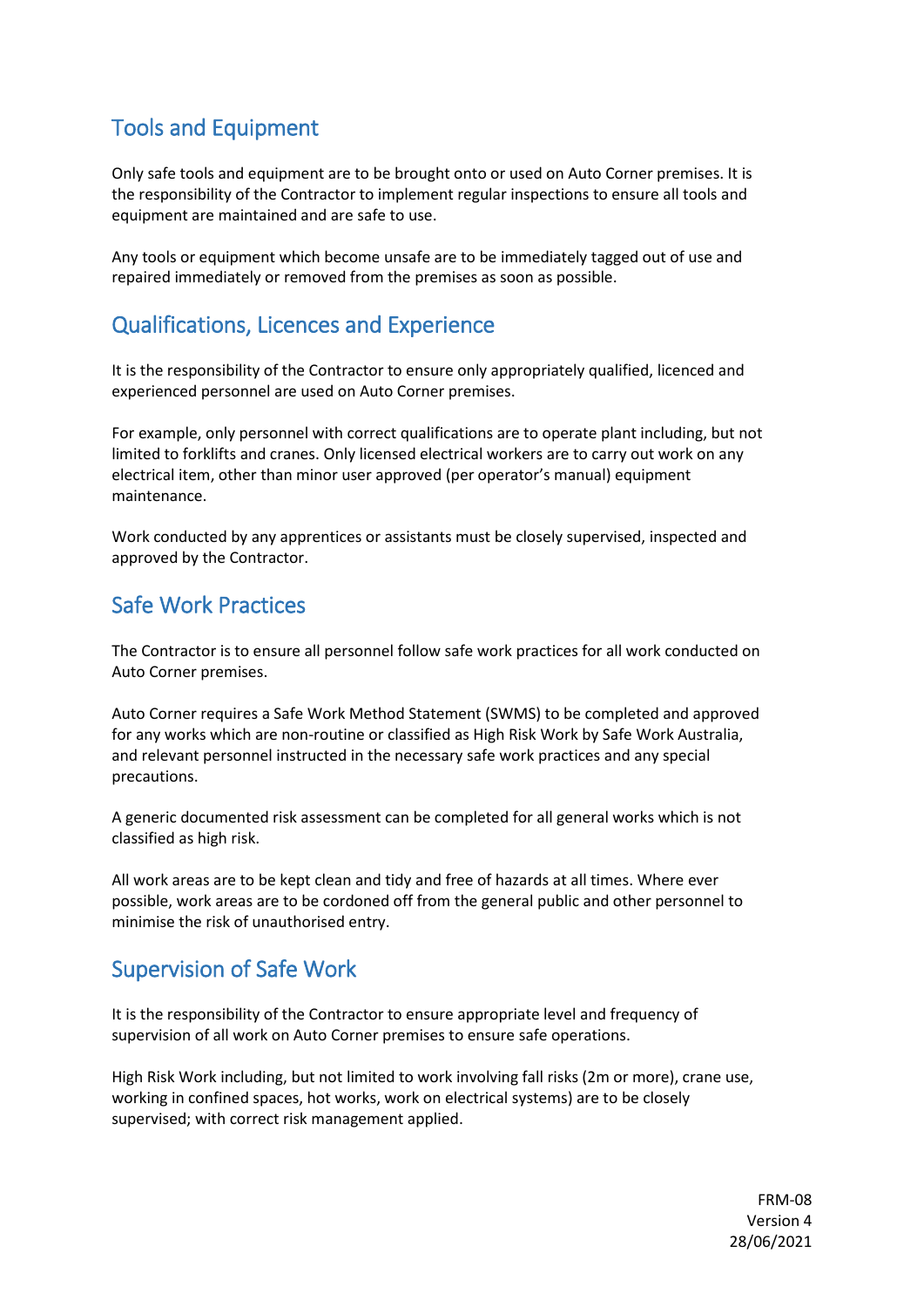## Tools and Equipment

Only safe tools and equipment are to be brought onto or used on Auto Corner premises. It is the responsibility of the Contractor to implement regular inspections to ensure all tools and equipment are maintained and are safe to use.

Any tools or equipment which become unsafe are to be immediately tagged out of use and repaired immediately or removed from the premises as soon as possible.

## Qualifications, Licences and Experience

It is the responsibility of the Contractor to ensure only appropriately qualified, licenced and experienced personnel are used on Auto Corner premises.

For example, only personnel with correct qualifications are to operate plant including, but not limited to forklifts and cranes. Only licensed electrical workers are to carry out work on any electrical item, other than minor user approved (per operator's manual) equipment maintenance.

Work conducted by any apprentices or assistants must be closely supervised, inspected and approved by the Contractor.

## Safe Work Practices

The Contractor is to ensure all personnel follow safe work practices for all work conducted on Auto Corner premises.

Auto Corner requires a Safe Work Method Statement (SWMS) to be completed and approved for any works which are non-routine or classified as High Risk Work by Safe Work Australia, and relevant personnel instructed in the necessary safe work practices and any special precautions.

A generic documented risk assessment can be completed for all general works which is not classified as high risk.

All work areas are to be kept clean and tidy and free of hazards at all times. Where ever possible, work areas are to be cordoned off from the general public and other personnel to minimise the risk of unauthorised entry.

## Supervision of Safe Work

It is the responsibility of the Contractor to ensure appropriate level and frequency of supervision of all work on Auto Corner premises to ensure safe operations.

High Risk Work including, but not limited to work involving fall risks (2m or more), crane use, working in confined spaces, hot works, work on electrical systems) are to be closely supervised; with correct risk management applied.

FRM-08
Version 4
28/06/2021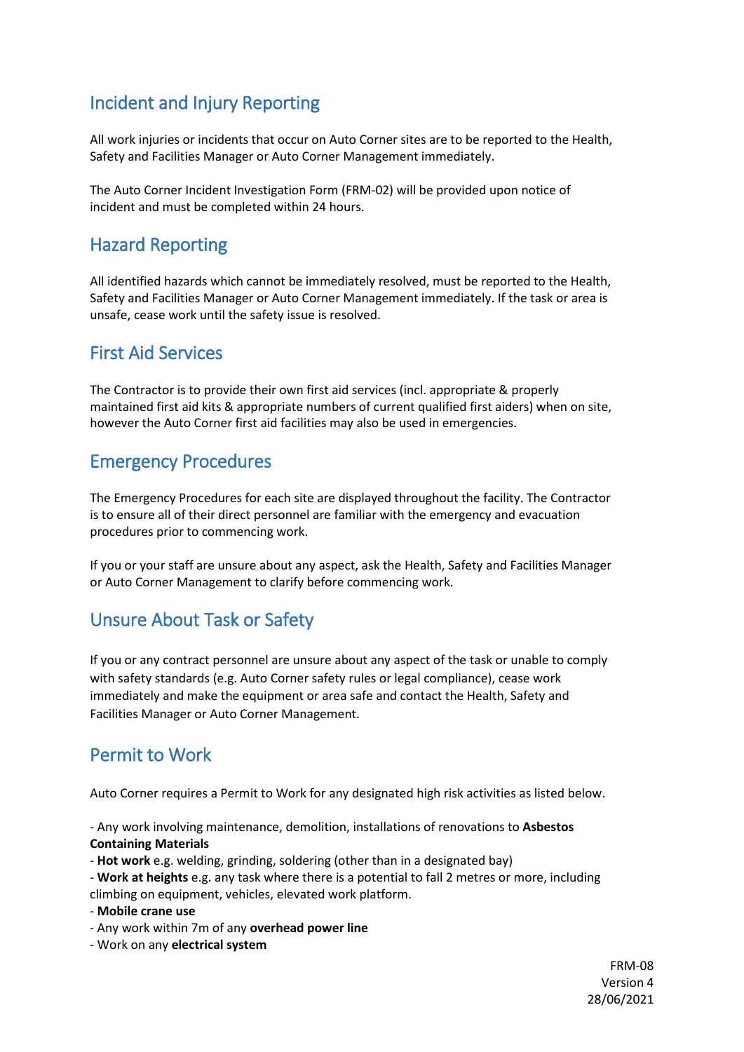## Incident and Injury Reporting

All work injuries or incidents that occur on Auto Corner sites are to be reported to the Health, Safety and Facilities Manager or Auto Corner Management immediately.

The Auto Corner Incident Investigation Form (FRM-02) will be provided upon notice of incident and must be completed within 24 hours.

## Hazard Reporting

All identified hazards which cannot be immediately resolved, must be reported to the Health, Safety and Facilities Manager or Auto Corner Management immediately. If the task or area is unsafe, cease work until the safety issue is resolved.

## First Aid Services

The Contractor is to provide their own first aid services (incl. appropriate & properly maintained first aid kits & appropriate numbers of current qualified first aiders) when on site, however the Auto Corner first aid facilities may also be used in emergencies.

## Emergency Procedures

The Emergency Procedures for each site are displayed throughout the facility. The Contractor is to ensure all of their direct personnel are familiar with the emergency and evacuation procedures prior to commencing work.

If you or your staff are unsure about any aspect, ask the Health, Safety and Facilities Manager or Auto Corner Management to clarify before commencing work.

## Unsure About Task or Safety

If you or any contract personnel are unsure about any aspect of the task or unable to comply with safety standards (e.g. Auto Corner safety rules or legal compliance), cease work immediately and make the equipment or area safe and contact the Health, Safety and Facilities Manager or Auto Corner Management.

## Permit to Work

Auto Corner requires a Permit to Work for any designated high risk activities as listed below.

- Any work involving maintenance, demolition, installations of renovations to **Asbestos Containing Materials**
- **Hot work** e.g. welding, grinding, soldering (other than in a designated bay)
- **Work at heights** e.g. any task where there is a potential to fall 2 metres or more, including climbing on equipment, vehicles, elevated work platform.
- **Mobile crane use**
- Any work within 7m of any **overhead power line**
- Work on any **electrical system**

FRM-08
Version 4
28/06/2021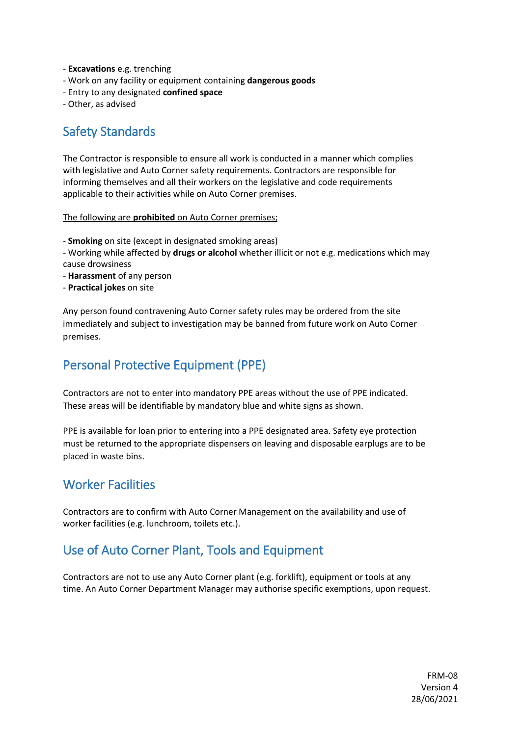- **Excavations** e.g. trenching
- Work on any facility or equipment containing **dangerous goods**
- Entry to any designated **confined space**
- Other, as advised

## Safety Standards

The Contractor is responsible to ensure all work is conducted in a manner which complies with legislative and Auto Corner safety requirements. Contractors are responsible for informing themselves and all their workers on the legislative and code requirements applicable to their activities while on Auto Corner premises.

<u>The following are **prohibited** on Auto Corner premises;</u>

- **Smoking** on site (except in designated smoking areas)
- Working while affected by **drugs or alcohol** whether illicit or not e.g. medications which may cause drowsiness
- **Harassment** of any person
- **Practical jokes** on site

Any person found contravening Auto Corner safety rules may be ordered from the site immediately and subject to investigation may be banned from future work on Auto Corner premises.

## Personal Protective Equipment (PPE)

Contractors are not to enter into mandatory PPE areas without the use of PPE indicated. These areas will be identifiable by mandatory blue and white signs as shown.

PPE is available for loan prior to entering into a PPE designated area. Safety eye protection must be returned to the appropriate dispensers on leaving and disposable earplugs are to be placed in waste bins.

## Worker Facilities

Contractors are to confirm with Auto Corner Management on the availability and use of worker facilities (e.g. lunchroom, toilets etc.).

## Use of Auto Corner Plant, Tools and Equipment

Contractors are not to use any Auto Corner plant (e.g. forklift), equipment or tools at any time. An Auto Corner Department Manager may authorise specific exemptions, upon request.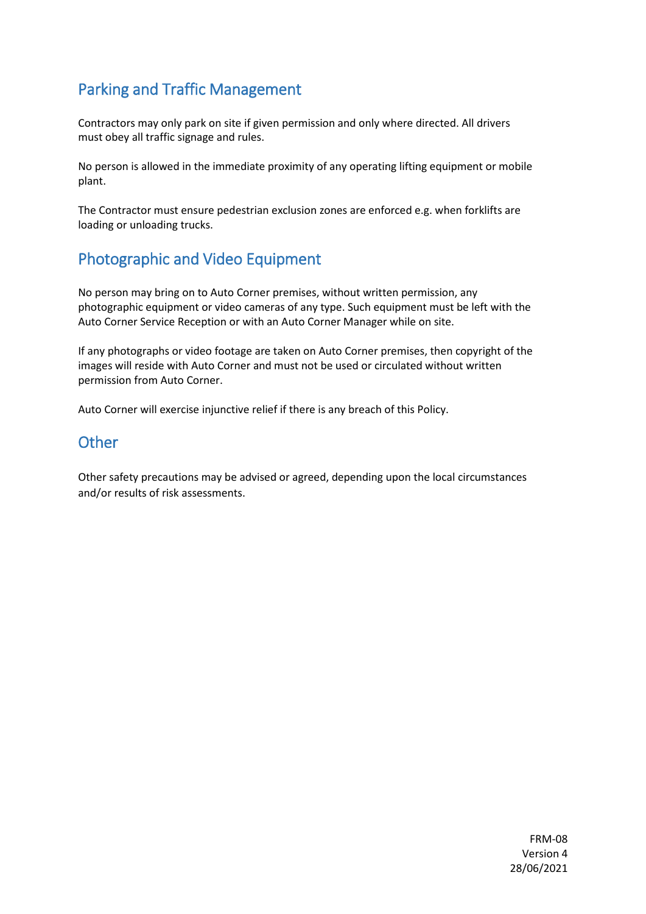## Parking and Traffic Management

Contractors may only park on site if given permission and only where directed. All drivers must obey all traffic signage and rules.

No person is allowed in the immediate proximity of any operating lifting equipment or mobile plant.

The Contractor must ensure pedestrian exclusion zones are enforced e.g. when forklifts are loading or unloading trucks.

## Photographic and Video Equipment

No person may bring on to Auto Corner premises, without written permission, any photographic equipment or video cameras of any type. Such equipment must be left with the Auto Corner Service Reception or with an Auto Corner Manager while on site.

If any photographs or video footage are taken on Auto Corner premises, then copyright of the images will reside with Auto Corner and must not be used or circulated without written permission from Auto Corner.

Auto Corner will exercise injunctive relief if there is any breach of this Policy.

## Other

Other safety precautions may be advised or agreed, depending upon the local circumstances and/or results of risk assessments.